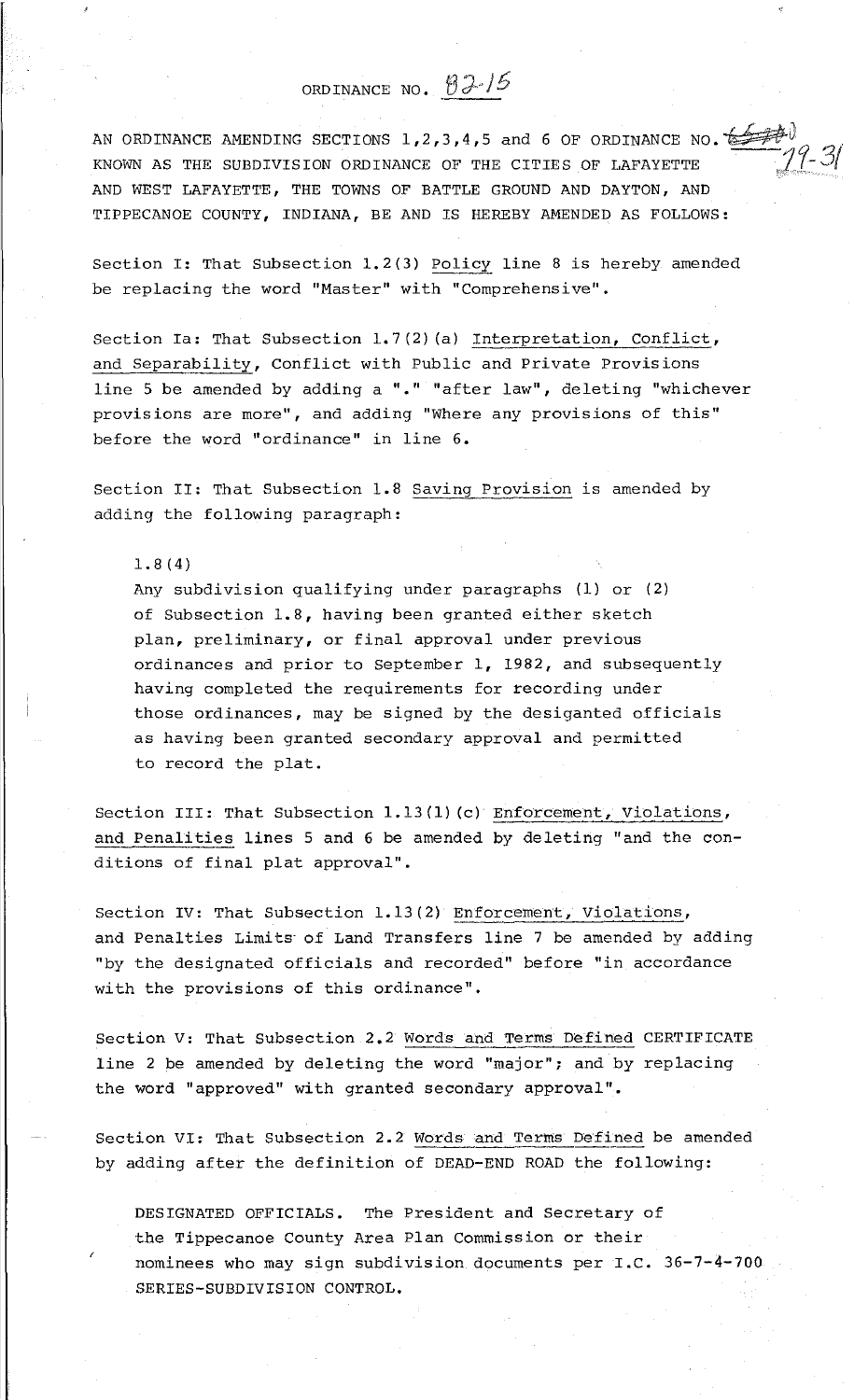# ORDINANCE NO. 82-15

AN ORDINANCE AMENDING SECTIONS 1,2,3,4,5 and 6 OF ORDINANCE NO. ~~6534~~ 79-31 KNOWN AS THE SUBDIVISION ORDINANCE OF THE CITIES OF LAFAYETTE AND WEST LAFAYETTE, THE TOWNS OF BATTLE GROUND AND DAYTON, AND TIPPECANOE COUNTY, INDIANA, BE AND IS HEREBY AMENDED AS FOLLOWS:

Section I: That Subsection 1.2(3) Policy line 8 is hereby amended be replacing the word "Master" with "Comprehensive".

Section Ia: That Subsection 1.7(2)(a) Interpretation, Conflict, and Separability, Conflict with Public and Private Provisions line 5 be amended by adding a "." "after law", deleting "whichever provisions are more", and adding "Where any provisions of this" before the word "ordinance" in line 6.

Section II: That Subsection 1.8 Saving Provision is amended by adding the following paragraph:

> 1.8(4)
>
> Any subdivision qualifying under paragraphs (1) or (2) of Subsection 1.8, having been granted either sketch plan, preliminary, or final approval under previous ordinances and prior to September 1, 1982, and subsequently having completed the requirements for recording under those ordinances, may be signed by the desiganted officials as having been granted secondary approval and permitted to record the plat.

Section III: That Subsection 1.13(1)(c) Enforcement, Violations, and Penalities lines 5 and 6 be amended by deleting "and the conditions of final plat approval".

Section IV: That Subsection 1.13(2) Enforcement, Violations, and Penalties Limits of Land Transfers line 7 be amended by adding "by the designated officials and recorded" before "in accordance with the provisions of this ordinance".

Section V: That Subsection 2.2 Words and Terms Defined CERTIFICATE line 2 be amended by deleting the word "major"; and by replacing the word "approved" with granted secondary approval".

Section VI: That Subsection 2.2 Words and Terms Defined be amended by adding after the definition of DEAD-END ROAD the following:

> DESIGNATED OFFICIALS. The President and Secretary of the Tippecanoe County Area Plan Commission or their nominees who may sign subdivision documents per I.C. 36-7-4-700 SERIES-SUBDIVISION CONTROL.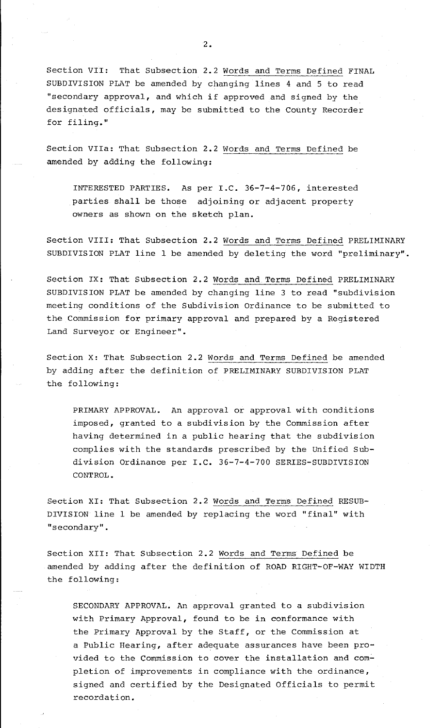Section VII: That Subsection 2.2 Words and Terms Defined FINAL SUBDIVISION PLAT be amended by changing lines 4 and 5 to read "secondary approval, and which if approved and signed by the designated officials, may be submitted to the County Recorder for filing."

Section VIIa: That Subsection 2.2 Words and Terms Defined be amended by adding the following:

> INTERESTED PARTIES. As per I.C. 36-7-4-706, interested parties shall be those adjoining or adjacent property owners as shown on the sketch plan.

Section VIII: That Subsection 2.2 Words and Terms Defined PRELIMINARY SUBDIVISION PLAT line 1 be amended by deleting the word "preliminary".

Section IX: That Subsection 2.2 Words and Terms Defined PRELIMINARY SUBDIVISION PLAT be amended by changing line 3 to read "subdivision meeting conditions of the Subdivision Ordinance to be submitted to the Commission for primary approval and prepared by a Registered Land Surveyor or Engineer".

Section X: That Subsection 2.2 Words and Terms Defined be amended by adding after the definition of PRELIMINARY SUBDIVISION PLAT the following:

> PRIMARY APPROVAL. An approval or approval with conditions imposed, granted to a subdivision by the Commission after having determined in a public hearing that the subdivision complies with the standards prescribed by the Unified Subdivision Ordinance per I.C. 36-7-4-700 SERIES-SUBDIVISION CONTROL.

Section XI: That Subsection 2.2 Words and Terms Defined RESUBDIVISION line 1 be amended by replacing the word "final" with "secondary".

Section XII: That Subsection 2.2 Words and Terms Defined be amended by adding after the definition of ROAD RIGHT-OF-WAY WIDTH the following:

> SECONDARY APPROVAL. An approval granted to a subdivision with Primary Approval, found to be in conformance with the Primary Approval by the Staff, or the Commission at a Public Hearing, after adequate assurances have been provided to the Commission to cover the installation and completion of improvements in compliance with the ordinance, signed and certified by the Designated Officials to permit recordation.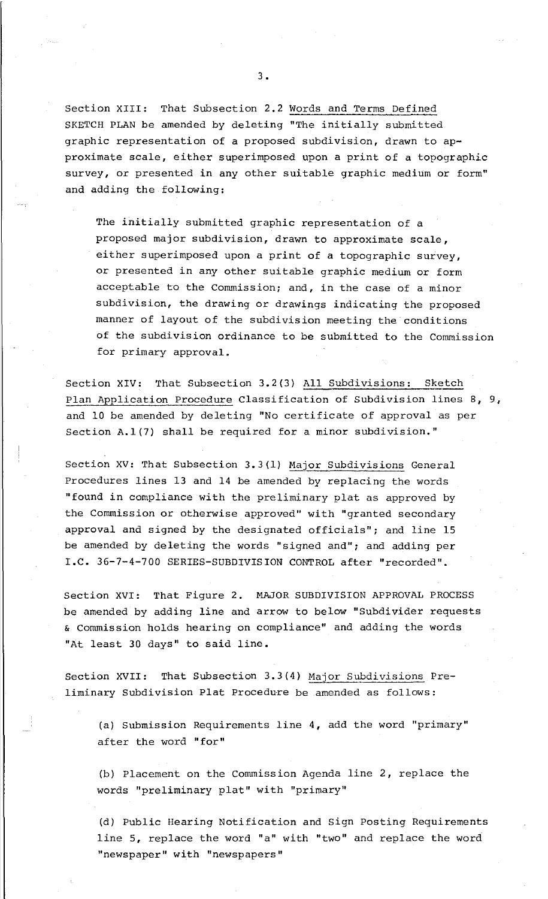Section XIII: That Subsection 2.2 Words and Terms Defined SKETCH PLAN be amended by deleting "The initially submitted graphic representation of a proposed subdivision, drawn to approximate scale, either superimposed upon a print of a topographic survey, or presented in any other suitable graphic medium or form" and adding the following:

> The initially submitted graphic representation of a proposed major subdivision, drawn to approximate scale, either superimposed upon a print of a topographic survey, or presented in any other suitable graphic medium or form acceptable to the Commission; and, in the case of a minor subdivision, the drawing or drawings indicating the proposed manner of layout of the subdivision meeting the conditions of the subdivision ordinance to be submitted to the Commission for primary approval.

Section XIV: That Subsection 3.2(3) All Subdivisions: Sketch Plan Application Procedure Classification of Subdivision lines 8, 9, and 10 be amended by deleting "No certificate of approval as per Section A.1(7) shall be required for a minor subdivision."

Section XV: That Subsection 3.3(1) Major Subdivisions General Procedures lines 13 and 14 be amended by replacing the words "found in compliance with the preliminary plat as approved by the Commission or otherwise approved" with "granted secondary approval and signed by the designated officials"; and line 15 be amended by deleting the words "signed and"; and adding per I.C. 36-7-4-700 SERIES-SUBDIVISION CONTROL after "recorded".

Section XVI: That Figure 2. MAJOR SUBDIVISION APPROVAL PROCESS be amended by adding line and arrow to below "Subdivider requests & Commission holds hearing on compliance" and adding the words "At least 30 days" to said line.

Section XVII: That Subsection 3.3(4) Major Subdivisions Preliminary Subdivision Plat Procedure be amended as follows:

(a) Submission Requirements line 4, add the word "primary" after the word "for"

(b) Placement on the Commission Agenda line 2, replace the words "preliminary plat" with "primary"

(d) Public Hearing Notification and Sign Posting Requirements line 5, replace the word "a" with "two" and replace the word "newspaper" with "newspapers"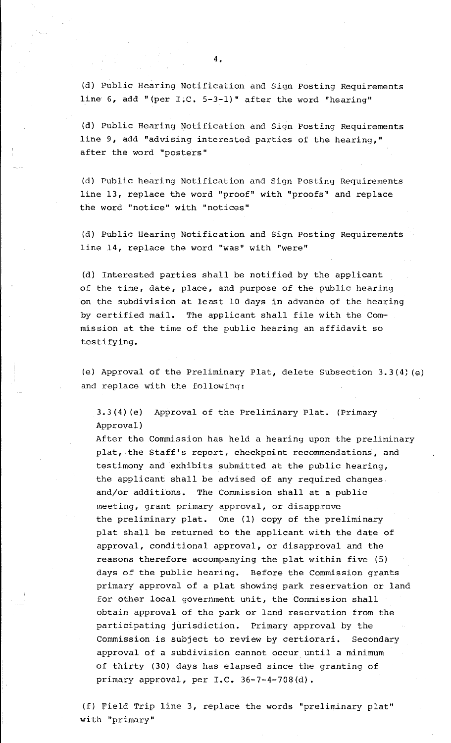(d) Public Hearing Notification and Sign Posting Requirements line 6, add "(per I.C. 5-3-1)" after the word "hearing"

(d) Public Hearing Notification and Sign Posting Requirements line 9, add "advising interested parties of the hearing," after the word "posters"

(d) Public hearing Notification and Sign Posting Requirements line 13, replace the word "proof" with "proofs" and replace the word "notice" with "notices"

(d) Public Hearing Notification and Sign Posting Requirements line 14, replace the word "was" with "were"

(d) Interested parties shall be notified by the applicant of the time, date, place, and purpose of the public hearing on the subdivision at least 10 days in advance of the hearing by certified mail. The applicant shall file with the Commission at the time of the public hearing an affidavit so testifying.

(e) Approval of the Preliminary Plat, delete Subsection 3.3(4)(e) and replace with the following:

> 3.3(4)(e) Approval of the Preliminary Plat. (Primary Approval)
>
> After the Commission has held a hearing upon the preliminary plat, the Staff's report, checkpoint recommendations, and testimony and exhibits submitted at the public hearing, the applicant shall be advised of any required changes and/or additions. The Commission shall at a public meeting, grant primary approval, or disapprove the preliminary plat. One (1) copy of the preliminary plat shall be returned to the applicant with the date of approval, conditional approval, or disapproval and the reasons therefore accompanying the plat within five (5) days of the public hearing. Before the Commission grants primary approval of a plat showing park reservation or land for other local government unit, the Commission shall obtain approval of the park or land reservation from the participating jurisdiction. Primary approval by the Commission is subject to review by certiorari. Secondary approval of a subdivision cannot occur until a minimum of thirty (30) days has elapsed since the granting of primary approval, per I.C. 36-7-4-708(d).

(f) Field Trip line 3, replace the words "preliminary plat" with "primary"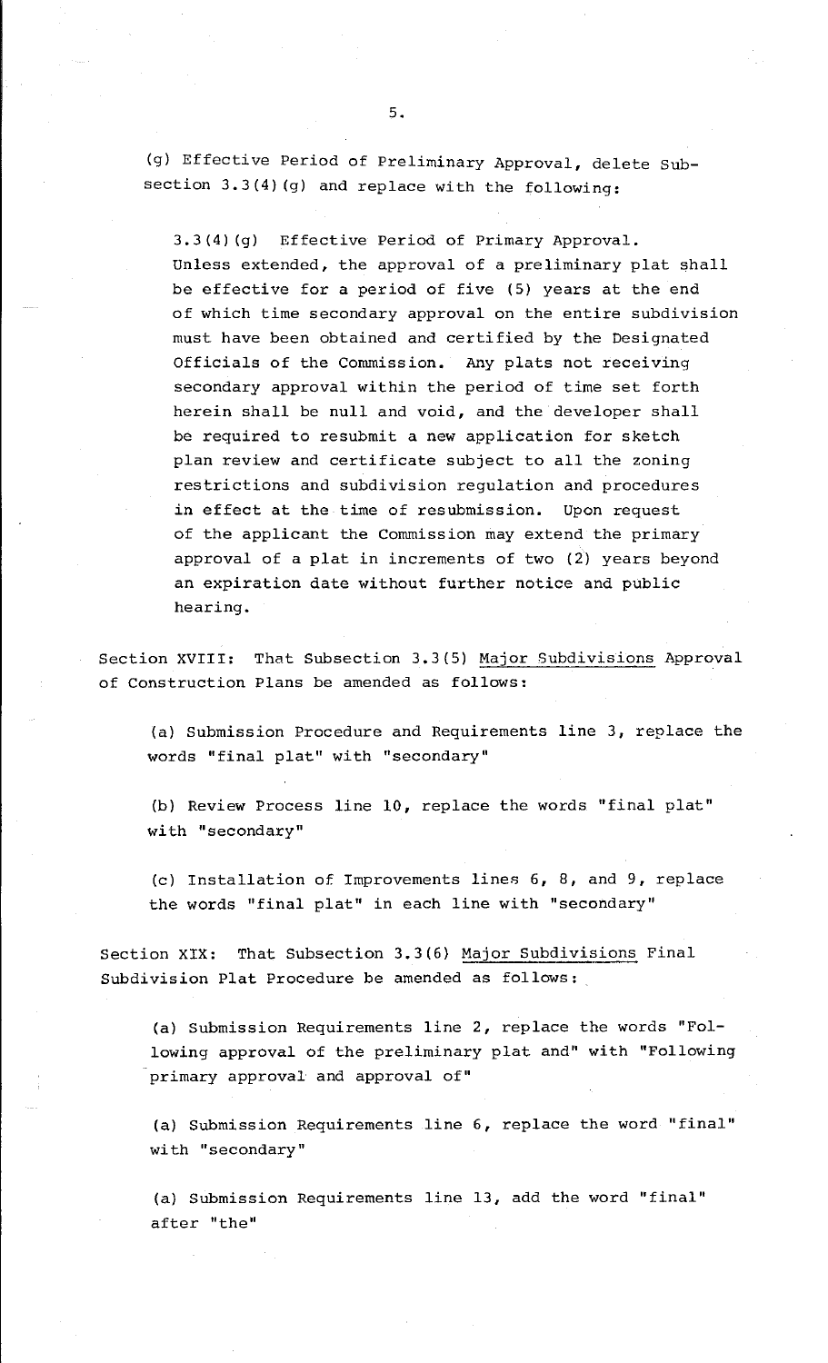(g) Effective Period of Preliminary Approval, delete Subsection 3.3(4)(g) and replace with the following:

> 3.3(4)(g) Effective Period of Primary Approval. Unless extended, the approval of a preliminary plat shall be effective for a period of five (5) years at the end of which time secondary approval on the entire subdivision must have been obtained and certified by the Designated Officials of the Commission. Any plats not receiving secondary approval within the period of time set forth herein shall be null and void, and the developer shall be required to resubmit a new application for sketch plan review and certificate subject to all the zoning restrictions and subdivision regulation and procedures in effect at the time of resubmission. Upon request of the applicant the Commission may extend the primary approval of a plat in increments of two (2) years beyond an expiration date without further notice and public hearing.

Section XVIII: That Subsection 3.3(5) Major Subdivisions Approval of Construction Plans be amended as follows:

> (a) Submission Procedure and Requirements line 3, replace the words "final plat" with "secondary"
>
> (b) Review Process line 10, replace the words "final plat" with "secondary"
>
> (c) Installation of Improvements lines 6, 8, and 9, replace the words "final plat" in each line with "secondary"

Section XIX: That Subsection 3.3(6) Major Subdivisions Final Subdivision Plat Procedure be amended as follows:

> (a) Submission Requirements line 2, replace the words "Following approval of the preliminary plat and" with "Following primary approval and approval of"
>
> (a) Submission Requirements line 6, replace the word "final" with "secondary"
>
> (a) Submission Requirements line 13, add the word "final" after "the"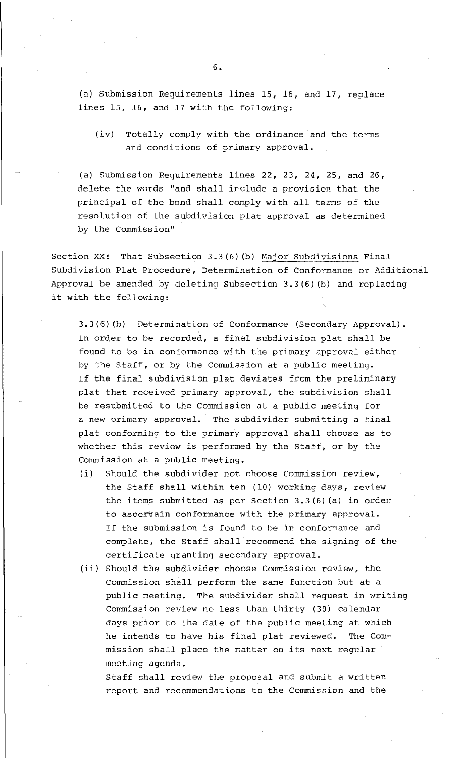(a) Submission Requirements lines 15, 16, and 17, replace lines 15, 16, and 17 with the following:

> (iv) Totally comply with the ordinance and the terms and conditions of primary approval.

(a) Submission Requirements lines 22, 23, 24, 25, and 26, delete the words "and shall include a provision that the principal of the bond shall comply with all terms of the resolution of the subdivision plat approval as determined by the Commission"

Section XX: That Subsection 3.3(6)(b) Major Subdivisions Final Subdivision Plat Procedure, Determination of Conformance or Additional Approval be amended by deleting Subsection 3.3(6)(b) and replacing it with the following:

> 3.3(6)(b) Determination of Conformance (Secondary Approval). In order to be recorded, a final subdivision plat shall be found to be in conformance with the primary approval either by the Staff, or by the Commission at a public meeting. If the final subdivision plat deviates from the preliminary plat that received primary approval, the subdivision shall be resubmitted to the Commission at a public meeting for a new primary approval. The subdivider submitting a final plat conforming to the primary approval shall choose as to whether this review is performed by the Staff, or by the Commission at a public meeting.
>
> (i) Should the subdivider not choose Commission review, the Staff shall within ten (10) working days, review the items submitted as per Section 3.3(6)(a) in order to ascertain conformance with the primary approval. If the submission is found to be in conformance and complete, the Staff shall recommend the signing of the certificate granting secondary approval.
>
> (ii) Should the subdivider choose Commission review, the Commission shall perform the same function but at a public meeting. The subdivider shall request in writing Commission review no less than thirty (30) calendar days prior to the date of the public meeting at which he intends to have his final plat reviewed. The Commission shall place the matter on its next regular meeting agenda.
>
> Staff shall review the proposal and submit a written report and recommendations to the Commission and the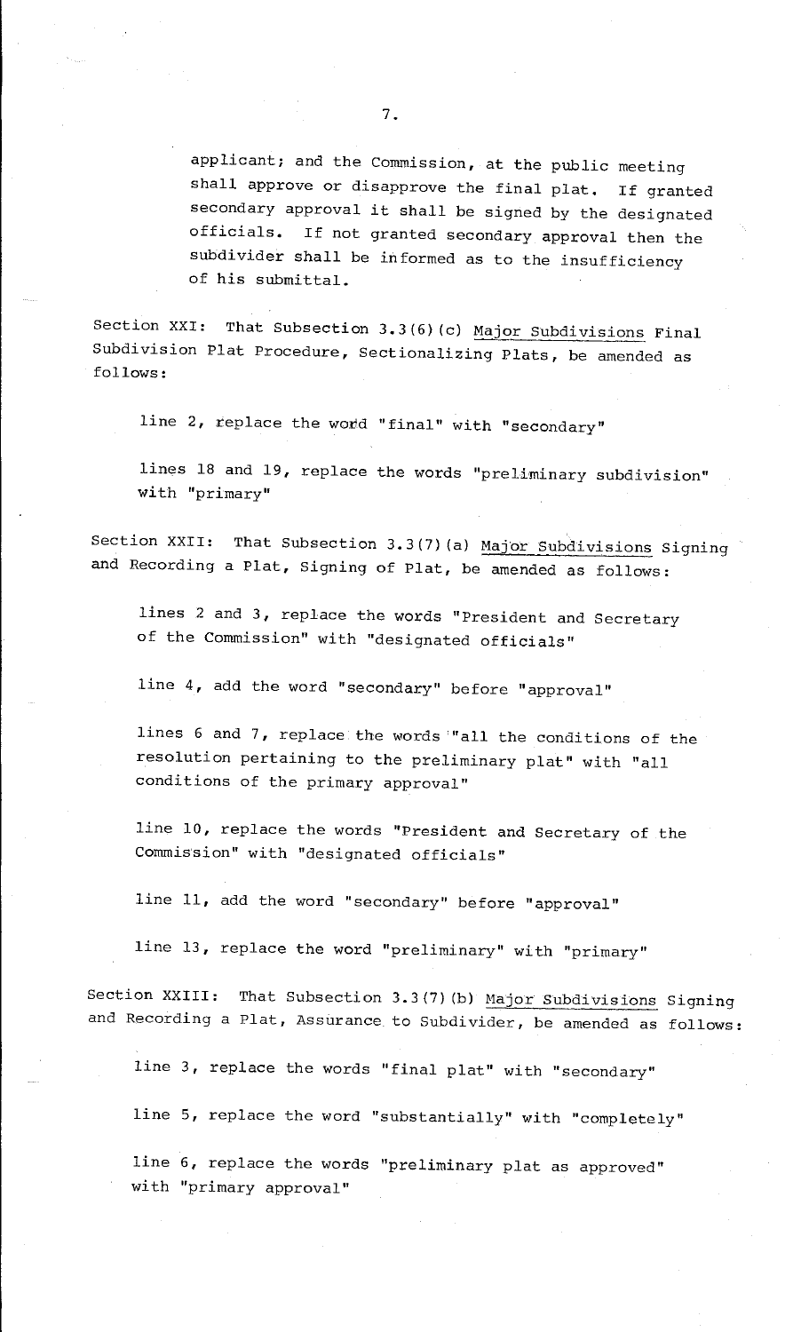applicant; and the Commission, at the public meeting shall approve or disapprove the final plat. If granted secondary approval it shall be signed by the designated officials. If not granted secondary approval then the subdivider shall be informed as to the insufficiency of his submittal.

Section XXI: That Subsection 3.3(6)(c) Major Subdivisions Final Subdivision Plat Procedure, Sectionalizing Plats, be amended as follows:

line 2, replace the word "final" with "secondary"

lines 18 and 19, replace the words "preliminary subdivision" with "primary"

Section XXII: That Subsection 3.3(7)(a) Major Subdivisions Signing and Recording a Plat, Signing of Plat, be amended as follows:

lines 2 and 3, replace the words "President and Secretary of the Commission" with "designated officials"

line 4, add the word "secondary" before "approval"

lines 6 and 7, replace the words "all the conditions of the resolution pertaining to the preliminary plat" with "all conditions of the primary approval"

line 10, replace the words "President and Secretary of the Commission" with "designated officials"

line 11, add the word "secondary" before "approval"

line 13, replace the word "preliminary" with "primary"

Section XXIII: That Subsection 3.3(7)(b) Major Subdivisions Signing and Recording a Plat, Assurance to Subdivider, be amended as follows:

line 3, replace the words "final plat" with "secondary"

line 5, replace the word "substantially" with "completely"

line 6, replace the words "preliminary plat as approved" with "primary approval"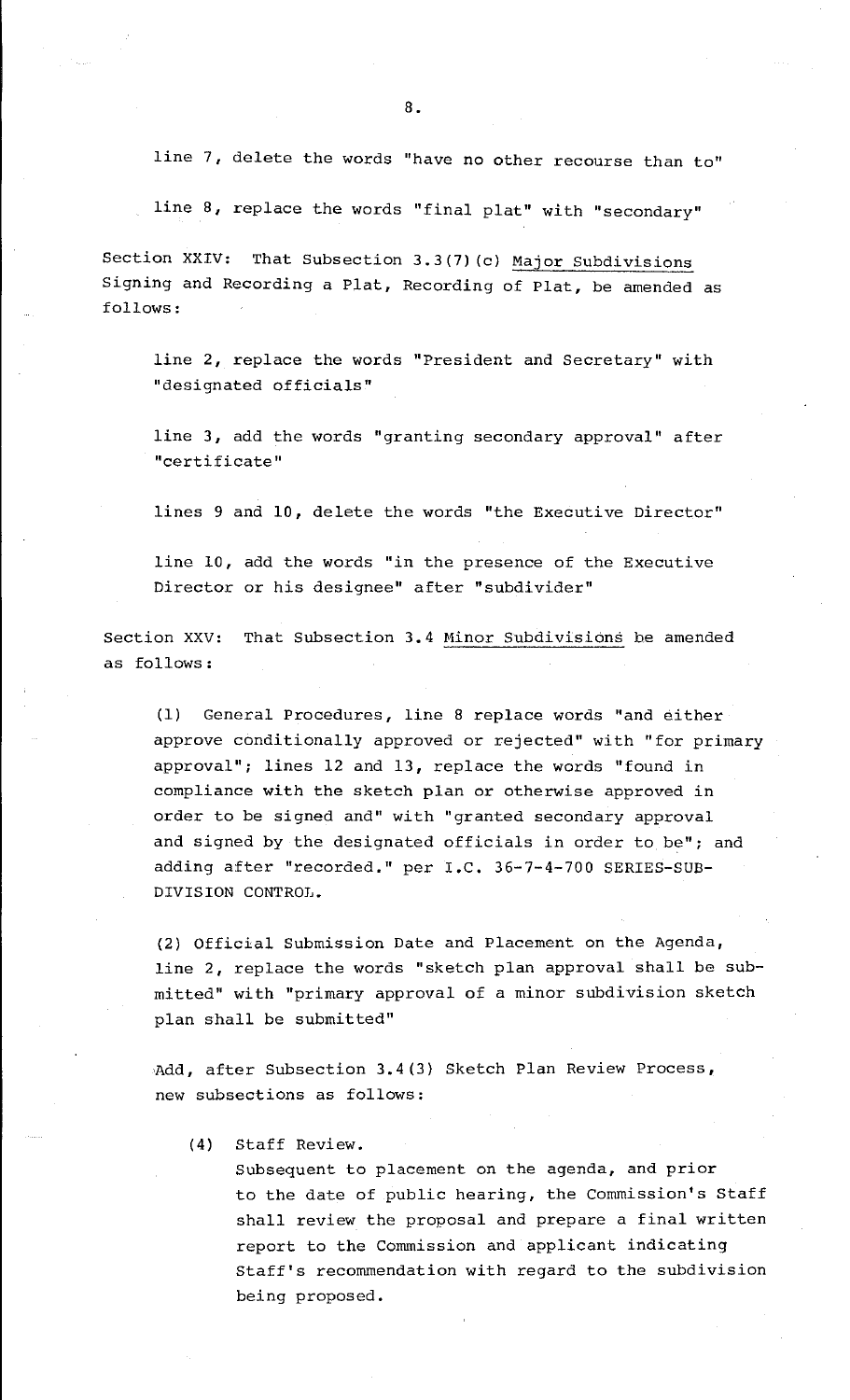line 7, delete the words "have no other recourse than to"

line 8, replace the words "final plat" with "secondary"

Section XXIV: That Subsection 3.3(7)(c) Major Subdivisions Signing and Recording a Plat, Recording of Plat, be amended as follows:

line 2, replace the words "President and Secretary" with "designated officials"

line 3, add the words "granting secondary approval" after "certificate"

lines 9 and 10, delete the words "the Executive Director"

line 10, add the words "in the presence of the Executive Director or his designee" after "subdivider"

Section XXV: That Subsection 3.4 Minor Subdivisions be amended as follows:

(1) General Procedures, line 8 replace words "and either approve conditionally approved or rejected" with "for primary approval"; lines 12 and 13, replace the words "found in compliance with the sketch plan or otherwise approved in order to be signed and" with "granted secondary approval and signed by the designated officials in order to be"; and adding after "recorded." per I.C. 36-7-4-700 SERIES-SUB-DIVISION CONTROL.

(2) Official Submission Date and Placement on the Agenda, line 2, replace the words "sketch plan approval shall be submitted" with "primary approval of a minor subdivision sketch plan shall be submitted"

Add, after Subsection 3.4(3) Sketch Plan Review Process, new subsections as follows:

(4) Staff Review.
Subsequent to placement on the agenda, and prior to the date of public hearing, the Commission's Staff shall review the proposal and prepare a final written report to the Commission and applicant indicating Staff's recommendation with regard to the subdivision being proposed.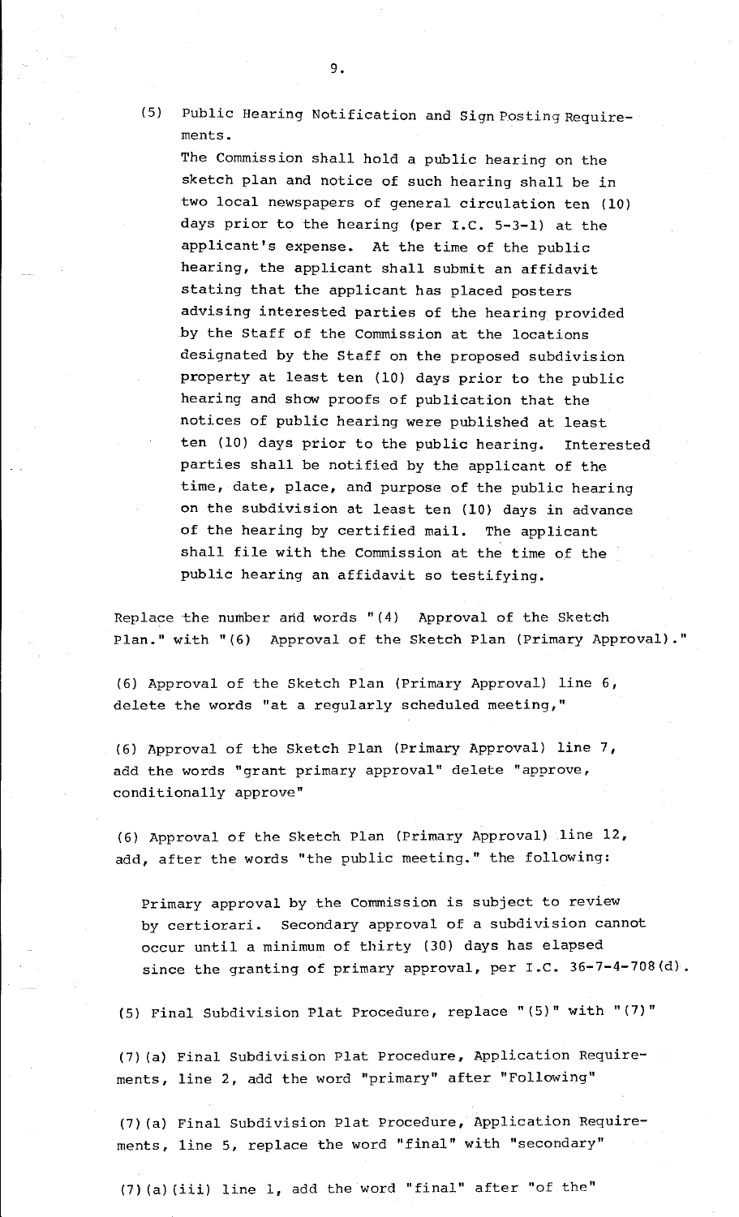(5) Public Hearing Notification and Sign Posting Requirements.

The Commission shall hold a public hearing on the sketch plan and notice of such hearing shall be in two local newspapers of general circulation ten (10) days prior to the hearing (per I.C. 5-3-1) at the applicant's expense. At the time of the public hearing, the applicant shall submit an affidavit stating that the applicant has placed posters advising interested parties of the hearing provided by the Staff of the Commission at the locations designated by the Staff on the proposed subdivision property at least ten (10) days prior to the public hearing and show proofs of publication that the notices of public hearing were published at least ten (10) days prior to the public hearing. Interested parties shall be notified by the applicant of the time, date, place, and purpose of the public hearing on the subdivision at least ten (10) days in advance of the hearing by certified mail. The applicant shall file with the Commission at the time of the public hearing an affidavit so testifying.

Replace the number and words "(4) Approval of the Sketch Plan." with "(6) Approval of the Sketch Plan (Primary Approval)."

(6) Approval of the Sketch Plan (Primary Approval) line 6, delete the words "at a regularly scheduled meeting,"

(6) Approval of the Sketch Plan (Primary Approval) line 7, add the words "grant primary approval" delete "approve, conditionally approve"

(6) Approval of the Sketch Plan (Primary Approval) line 12, add, after the words "the public meeting." the following:

Primary approval by the Commission is subject to review by certiorari. Secondary approval of a subdivision cannot occur until a minimum of thirty (30) days has elapsed since the granting of primary approval, per I.C. 36-7-4-708(d).

(5) Final Subdivision Plat Procedure, replace "(5)" with "(7)"

(7)(a) Final Subdivision Plat Procedure, Application Requirements, line 2, add the word "primary" after "Following"

(7)(a) Final Subdivision Plat Procedure, Application Requirements, line 5, replace the word "final" with "secondary"

(7)(a)(iii) line 1, add the word "final" after "of the"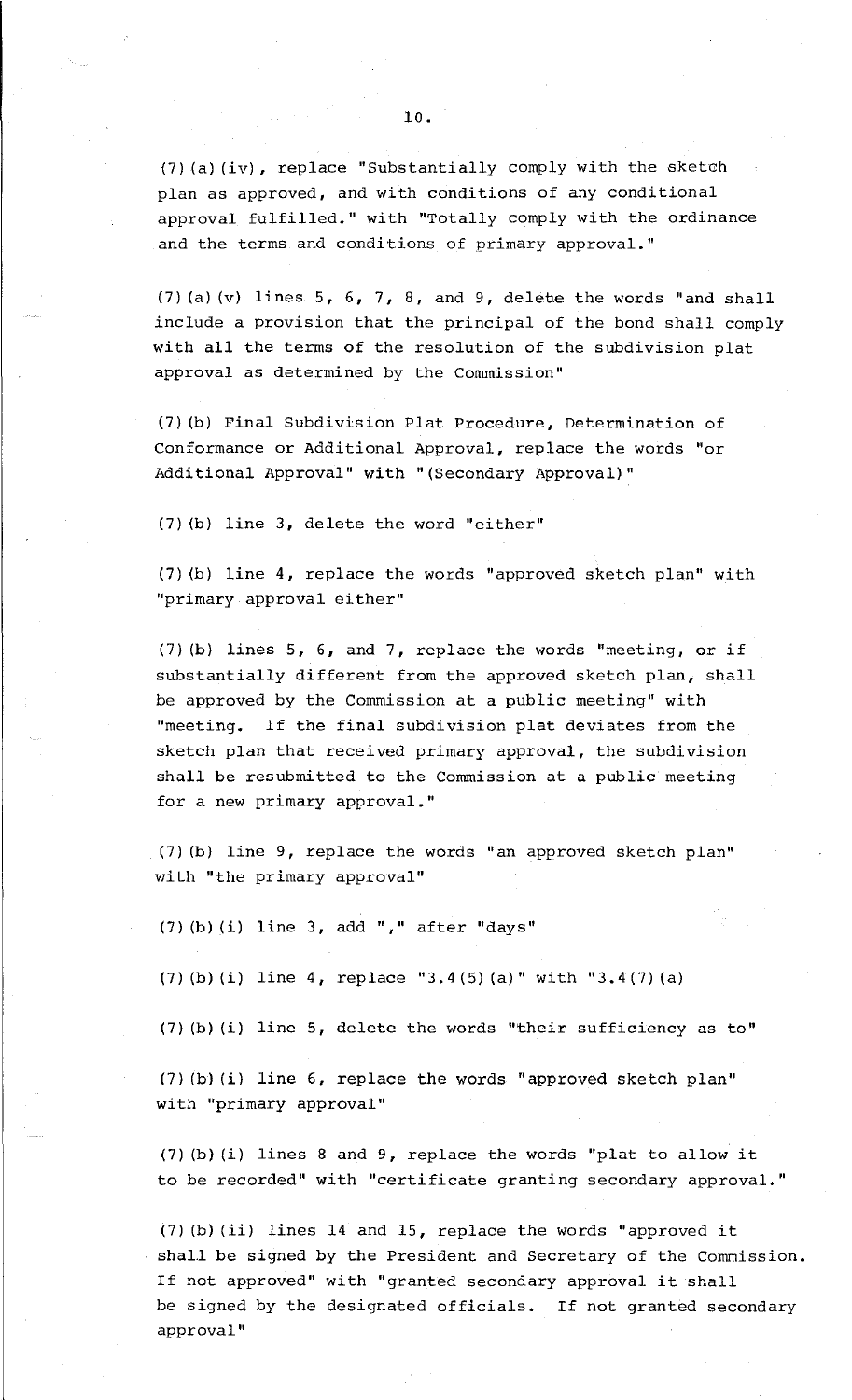(7)(a)(iv), replace "Substantially comply with the sketch plan as approved, and with conditions of any conditional approval fulfilled." with "Totally comply with the ordinance and the terms and conditions of primary approval."

(7)(a)(v) lines 5, 6, 7, 8, and 9, delete the words "and shall include a provision that the principal of the bond shall comply with all the terms of the resolution of the subdivision plat approval as determined by the Commission"

(7)(b) Final Subdivision Plat Procedure, Determination of Conformance or Additional Approval, replace the words "or Additional Approval" with "(Secondary Approval)"

(7)(b) line 3, delete the word "either"

(7)(b) line 4, replace the words "approved sketch plan" with "primary approval either"

(7)(b) lines 5, 6, and 7, replace the words "meeting, or if substantially different from the approved sketch plan, shall be approved by the Commission at a public meeting" with "meeting. If the final subdivision plat deviates from the sketch plan that received primary approval, the subdivision shall be resubmitted to the Commission at a public meeting for a new primary approval."

(7)(b) line 9, replace the words "an approved sketch plan" with "the primary approval"

(7)(b)(i) line 3, add "," after "days"

(7)(b)(i) line 4, replace "3.4(5)(a)" with "3.4(7)(a)

(7)(b)(i) line 5, delete the words "their sufficiency as to"

(7)(b)(i) line 6, replace the words "approved sketch plan" with "primary approval"

(7)(b)(i) lines 8 and 9, replace the words "plat to allow it to be recorded" with "certificate granting secondary approval."

(7)(b)(ii) lines 14 and 15, replace the words "approved it shall be signed by the President and Secretary of the Commission. If not approved" with "granted secondary approval it shall be signed by the designated officials. If not granted secondary approval"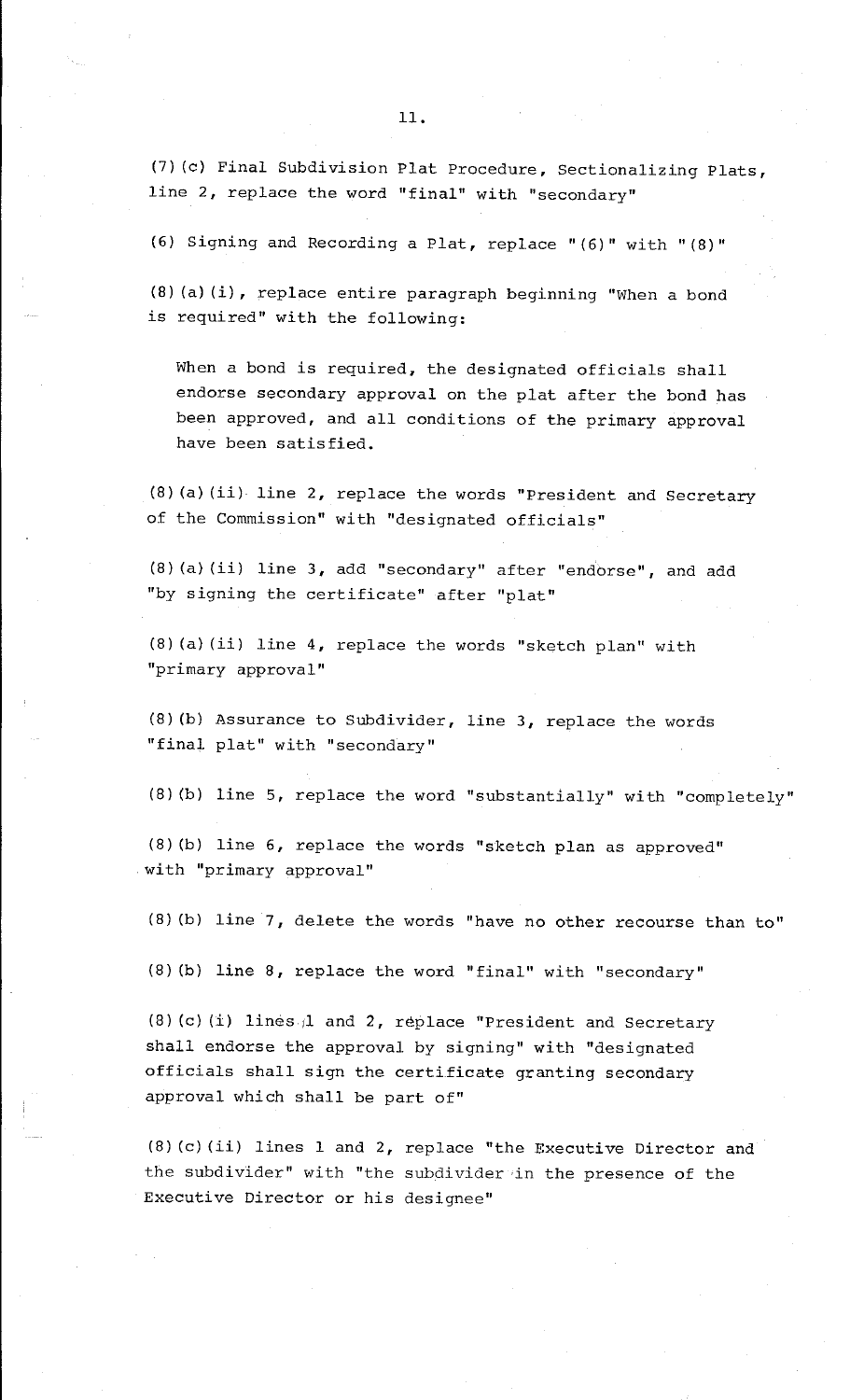(7)(c) Final Subdivision Plat Procedure, Sectionalizing Plats, line 2, replace the word "final" with "secondary"

(6) Signing and Recording a Plat, replace "(6)" with "(8)"

(8)(a)(i), replace entire paragraph beginning "When a bond is required" with the following:

> When a bond is required, the designated officials shall endorse secondary approval on the plat after the bond has been approved, and all conditions of the primary approval have been satisfied.

(8)(a)(ii) line 2, replace the words "President and Secretary of the Commission" with "designated officials"

(8)(a)(ii) line 3, add "secondary" after "endorse", and add "by signing the certificate" after "plat"

(8)(a)(ii) line 4, replace the words "sketch plan" with "primary approval"

(8)(b) Assurance to Subdivider, line 3, replace the words "final plat" with "secondary"

(8)(b) line 5, replace the word "substantially" with "completely"

(8)(b) line 6, replace the words "sketch plan as approved" with "primary approval"

(8)(b) line 7, delete the words "have no other recourse than to"

(8)(b) line 8, replace the word "final" with "secondary"

(8)(c)(i) lines 1 and 2, replace "President and Secretary shall endorse the approval by signing" with "designated officials shall sign the certificate granting secondary approval which shall be part of"

(8)(c)(ii) lines 1 and 2, replace "the Executive Director and the subdivider" with "the subdivider in the presence of the Executive Director or his designee"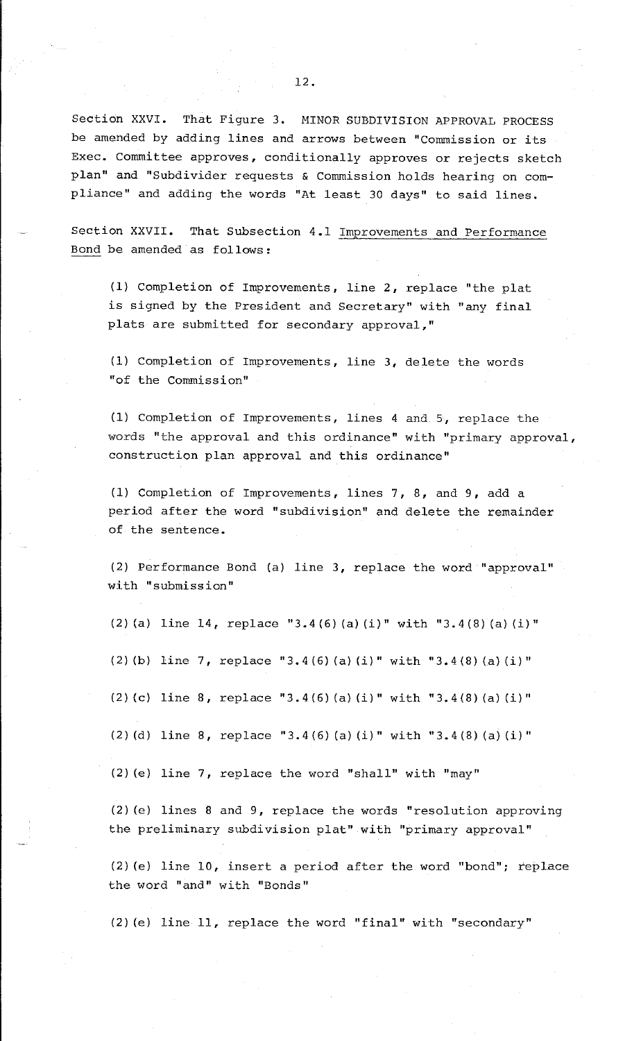Section XXVI. That Figure 3. MINOR SUBDIVISION APPROVAL PROCESS be amended by adding lines and arrows between "Commission or its Exec. Committee approves, conditionally approves or rejects sketch plan" and "Subdivider requests & Commission holds hearing on compliance" and adding the words "At least 30 days" to said lines.

Section XXVII. That Subsection 4.1 Improvements and Performance Bond be amended as follows:

(1) Completion of Improvements, line 2, replace "the plat is signed by the President and Secretary" with "any final plats are submitted for secondary approval,"

(1) Completion of Improvements, line 3, delete the words "of the Commission"

(1) Completion of Improvements, lines 4 and 5, replace the words "the approval and this ordinance" with "primary approval, construction plan approval and this ordinance"

(1) Completion of Improvements, lines 7, 8, and 9, add a period after the word "subdivision" and delete the remainder of the sentence.

(2) Performance Bond (a) line 3, replace the word "approval" with "submission"

(2)(a) line 14, replace "3.4(6)(a)(i)" with "3.4(8)(a)(i)"

(2)(b) line 7, replace "3.4(6)(a)(i)" with "3.4(8)(a)(i)"

(2)(c) line 8, replace "3.4(6)(a)(i)" with "3.4(8)(a)(i)"

(2)(d) line 8, replace "3.4(6)(a)(i)" with "3.4(8)(a)(i)"

(2)(e) line 7, replace the word "shall" with "may"

(2)(e) lines 8 and 9, replace the words "resolution approving the preliminary subdivision plat" with "primary approval"

(2)(e) line 10, insert a period after the word "bond"; replace the word "and" with "Bonds"

(2)(e) line 11, replace the word "final" with "secondary"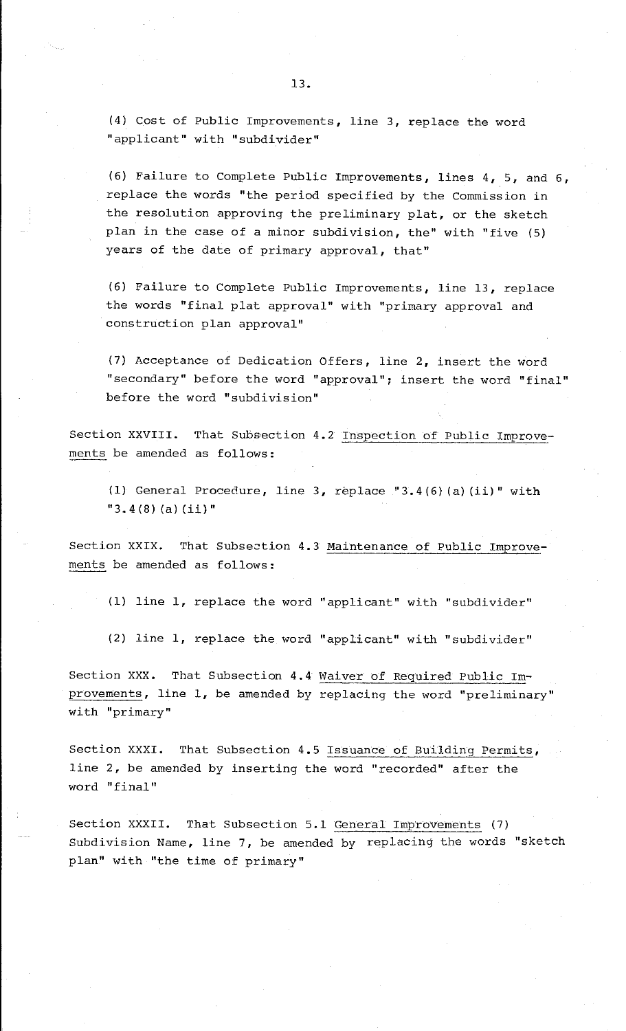(4) Cost of Public Improvements, line 3, replace the word "applicant" with "subdivider"

(6) Failure to Complete Public Improvements, lines 4, 5, and 6, replace the words "the period specified by the Commission in the resolution approving the preliminary plat, or the sketch plan in the case of a minor subdivision, the" with "five (5) years of the date of primary approval, that"

(6) Failure to Complete Public Improvements, line 13, replace the words "final plat approval" with "primary approval and construction plan approval"

(7) Acceptance of Dedication Offers, line 2, insert the word "secondary" before the word "approval"; insert the word "final" before the word "subdivision"

Section XXVIII. That Subsection 4.2 <u>Inspection of Public Improvements</u> be amended as follows:

(1) General Procedure, line 3, replace "3.4(6)(a)(ii)" with "3.4(8)(a)(ii)"

Section XXIX. That Subsection 4.3 <u>Maintenance of Public Improvements</u> be amended as follows:

(1) line 1, replace the word "applicant" with "subdivider"

(2) line 1, replace the word "applicant" with "subdivider"

Section XXX. That Subsection 4.4 <u>Waiver of Required Public Improvements</u>, line 1, be amended by replacing the word "preliminary" with "primary"

Section XXXI. That Subsection 4.5 <u>Issuance of Building Permits</u>, line 2, be amended by inserting the word "recorded" after the word "final"

Section XXXII. That Subsection 5.1 <u>General Improvements</u> (7) Subdivision Name, line 7, be amended by replacing the words "sketch plan" with "the time of primary"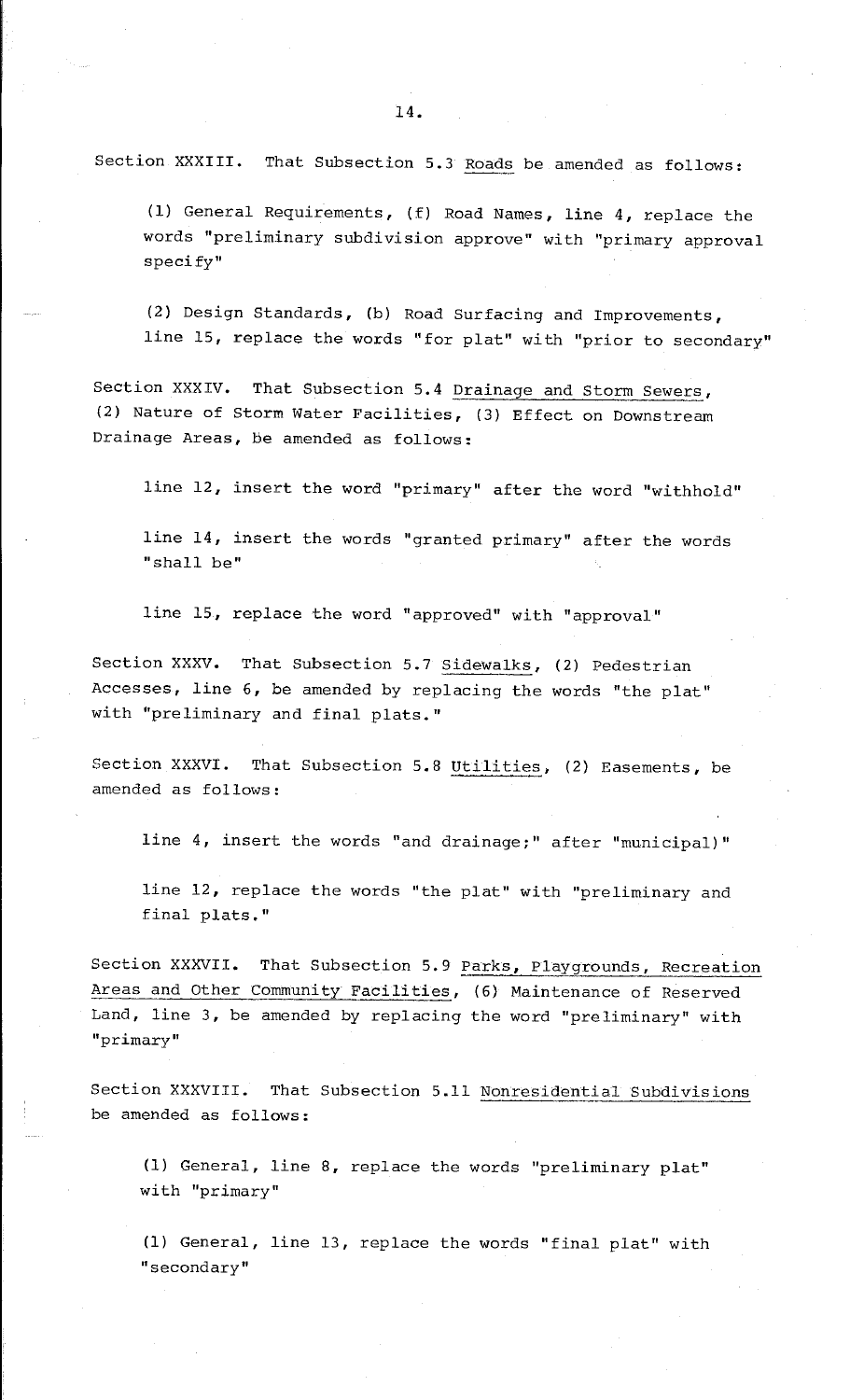Section XXXIII. That Subsection 5.3 Roads be amended as follows:

(1) General Requirements, (f) Road Names, line 4, replace the words "preliminary subdivision approve" with "primary approval specify"

(2) Design Standards, (b) Road Surfacing and Improvements, line 15, replace the words "for plat" with "prior to secondary"

Section XXXIV. That Subsection 5.4 Drainage and Storm Sewers, (2) Nature of Storm Water Facilities, (3) Effect on Downstream Drainage Areas, be amended as follows:

line 12, insert the word "primary" after the word "withhold"

line 14, insert the words "granted primary" after the words "shall be"

line 15, replace the word "approved" with "approval"

Section XXXV. That Subsection 5.7 Sidewalks, (2) Pedestrian Accesses, line 6, be amended by replacing the words "the plat" with "preliminary and final plats."

Section XXXVI. That Subsection 5.8 Utilities, (2) Easements, be amended as follows:

line 4, insert the words "and drainage;" after "municipal)"

line 12, replace the words "the plat" with "preliminary and final plats."

Section XXXVII. That Subsection 5.9 Parks, Playgrounds, Recreation Areas and Other Community Facilities, (6) Maintenance of Reserved Land, line 3, be amended by replacing the word "preliminary" with "primary"

Section XXXVIII. That Subsection 5.11 Nonresidential Subdivisions be amended as follows:

(1) General, line 8, replace the words "preliminary plat" with "primary"

(1) General, line 13, replace the words "final plat" with "secondary"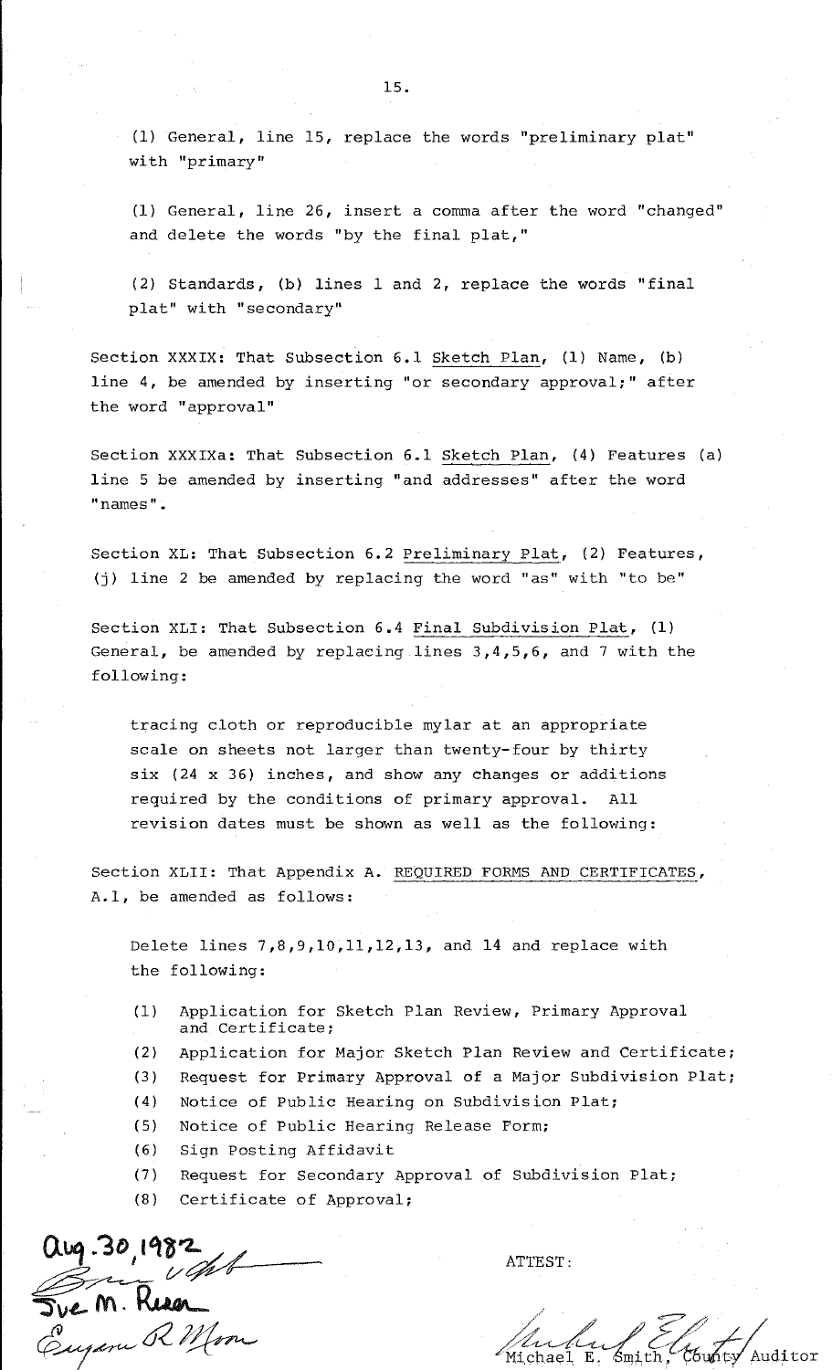(1) General, line 15, replace the words "preliminary plat" with "primary"

(1) General, line 26, insert a comma after the word "changed" and delete the words "by the final plat,"

(2) Standards, (b) lines 1 and 2, replace the words "final plat" with "secondary"

Section XXXIX: That Subsection 6.1 Sketch Plan, (1) Name, (b) line 4, be amended by inserting "or secondary approval;" after the word "approval"

Section XXXIXa: That Subsection 6.1 Sketch Plan, (4) Features (a) line 5 be amended by inserting "and addresses" after the word "names".

Section XL: That Subsection 6.2 Preliminary Plat, (2) Features, (j) line 2 be amended by replacing the word "as" with "to be"

Section XLI: That Subsection 6.4 Final Subdivision Plat, (1) General, be amended by replacing lines 3,4,5,6, and 7 with the following:

> tracing cloth or reproducible mylar at an appropriate scale on sheets not larger than twenty-four by thirty six (24 x 36) inches, and show any changes or additions required by the conditions of primary approval. All revision dates must be shown as well as the following:

Section XLII: That Appendix A. REQUIRED FORMS AND CERTIFICATES, A.1, be amended as follows:

Delete lines 7,8,9,10,11,12,13, and 14 and replace with the following:

(1) Application for Sketch Plan Review, Primary Approval and Certificate;
(2) Application for Major Sketch Plan Review and Certificate;
(3) Request for Primary Approval of a Major Subdivision Plat;
(4) Notice of Public Hearing on Subdivision Plat;
(5) Notice of Public Hearing Release Form;
(6) Sign Posting Affidavit
(7) Request for Secondary Approval of Subdivision Plat;
(8) Certificate of Approval;

Aug. 30, 1982

[signature]

Sue M. Rusan

Eugene R. Moore

ATTEST:

[signature]
Michael E. Smith, County Auditor